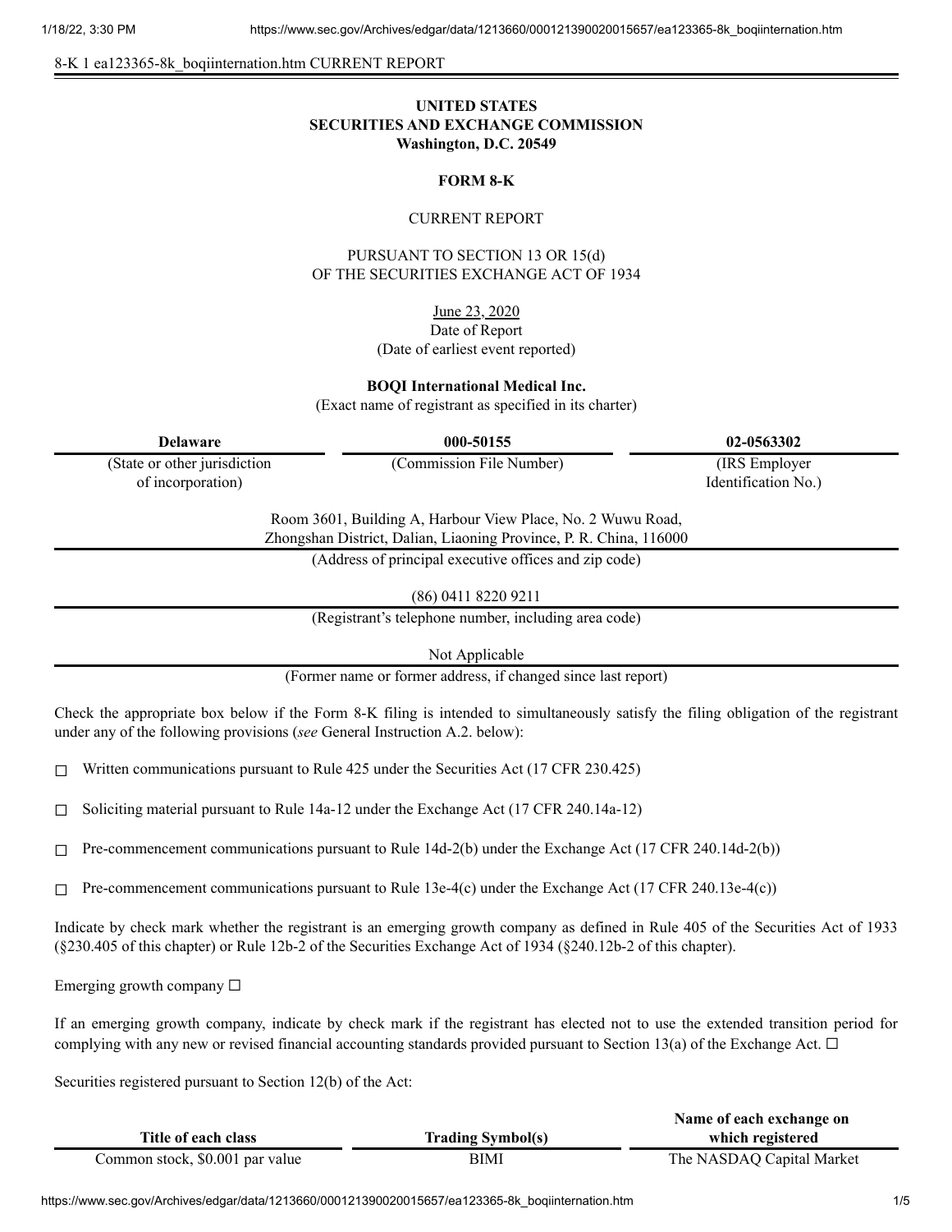8-K 1 ea123365-8k_boqiinternation.htm CURRENT REPORT

**UNITED STATES**
**SECURITIES AND EXCHANGE COMMISSION**
**Washington, D.C. 20549**

**FORM 8-K**

CURRENT REPORT

PURSUANT TO SECTION 13 OR 15(d)
OF THE SECURITIES EXCHANGE ACT OF 1934

June 23, 2020
Date of Report
(Date of earliest event reported)

**BOQI International Medical Inc.**
(Exact name of registrant as specified in its charter)

| **Delaware** | **000-50155** | **02-0563302** |
|---|---|---|
| (State or other jurisdiction of incorporation) | (Commission File Number) | (IRS Employer Identification No.) |

Room 3601, Building A, Harbour View Place, No. 2 Wuwu Road,
Zhongshan District, Dalian, Liaoning Province, P. R. China, 116000
(Address of principal executive offices and zip code)

(86) 0411 8220 9211
(Registrant's telephone number, including area code)

Not Applicable
(Former name or former address, if changed since last report)

Check the appropriate box below if the Form 8-K filing is intended to simultaneously satisfy the filing obligation of the registrant under any of the following provisions (*see* General Instruction A.2. below):

☐ Written communications pursuant to Rule 425 under the Securities Act (17 CFR 230.425)

☐ Soliciting material pursuant to Rule 14a-12 under the Exchange Act (17 CFR 240.14a-12)

☐ Pre-commencement communications pursuant to Rule 14d-2(b) under the Exchange Act (17 CFR 240.14d-2(b))

☐ Pre-commencement communications pursuant to Rule 13e-4(c) under the Exchange Act (17 CFR 240.13e-4(c))

Indicate by check mark whether the registrant is an emerging growth company as defined in Rule 405 of the Securities Act of 1933 (§230.405 of this chapter) or Rule 12b-2 of the Securities Exchange Act of 1934 (§240.12b-2 of this chapter).

Emerging growth company ☐

If an emerging growth company, indicate by check mark if the registrant has elected not to use the extended transition period for complying with any new or revised financial accounting standards provided pursuant to Section 13(a) of the Exchange Act. ☐

Securities registered pursuant to Section 12(b) of the Act:

| Title of each class | Trading Symbol(s) | Name of each exchange on which registered |
|---|---|---|
| Common stock, $0.001 par value | BIMI | The NASDAQ Capital Market |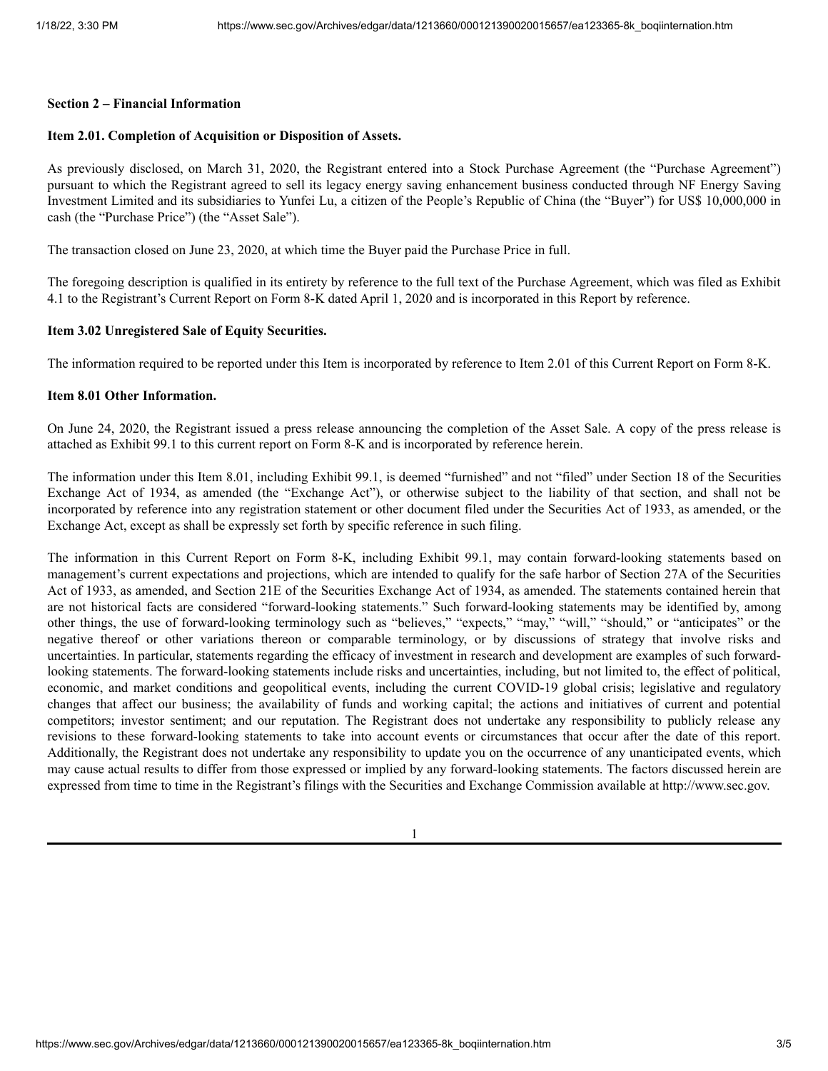**Section 2 – Financial Information**

**Item 2.01. Completion of Acquisition or Disposition of Assets.**

As previously disclosed, on March 31, 2020, the Registrant entered into a Stock Purchase Agreement (the "Purchase Agreement") pursuant to which the Registrant agreed to sell its legacy energy saving enhancement business conducted through NF Energy Saving Investment Limited and its subsidiaries to Yunfei Lu, a citizen of the People's Republic of China (the "Buyer") for US$ 10,000,000 in cash (the "Purchase Price") (the "Asset Sale").

The transaction closed on June 23, 2020, at which time the Buyer paid the Purchase Price in full.

The foregoing description is qualified in its entirety by reference to the full text of the Purchase Agreement, which was filed as Exhibit 4.1 to the Registrant's Current Report on Form 8-K dated April 1, 2020 and is incorporated in this Report by reference.

**Item 3.02 Unregistered Sale of Equity Securities.**

The information required to be reported under this Item is incorporated by reference to Item 2.01 of this Current Report on Form 8-K.

**Item 8.01 Other Information.**

On June 24, 2020, the Registrant issued a press release announcing the completion of the Asset Sale. A copy of the press release is attached as Exhibit 99.1 to this current report on Form 8-K and is incorporated by reference herein.

The information under this Item 8.01, including Exhibit 99.1, is deemed "furnished" and not "filed" under Section 18 of the Securities Exchange Act of 1934, as amended (the "Exchange Act"), or otherwise subject to the liability of that section, and shall not be incorporated by reference into any registration statement or other document filed under the Securities Act of 1933, as amended, or the Exchange Act, except as shall be expressly set forth by specific reference in such filing.

The information in this Current Report on Form 8-K, including Exhibit 99.1, may contain forward-looking statements based on management's current expectations and projections, which are intended to qualify for the safe harbor of Section 27A of the Securities Act of 1933, as amended, and Section 21E of the Securities Exchange Act of 1934, as amended. The statements contained herein that are not historical facts are considered "forward-looking statements." Such forward-looking statements may be identified by, among other things, the use of forward-looking terminology such as "believes," "expects," "may," "will," "should," or "anticipates" or the negative thereof or other variations thereon or comparable terminology, or by discussions of strategy that involve risks and uncertainties. In particular, statements regarding the efficacy of investment in research and development are examples of such forward-looking statements. The forward-looking statements include risks and uncertainties, including, but not limited to, the effect of political, economic, and market conditions and geopolitical events, including the current COVID-19 global crisis; legislative and regulatory changes that affect our business; the availability of funds and working capital; the actions and initiatives of current and potential competitors; investor sentiment; and our reputation. The Registrant does not undertake any responsibility to publicly release any revisions to these forward-looking statements to take into account events or circumstances that occur after the date of this report. Additionally, the Registrant does not undertake any responsibility to update you on the occurrence of any unanticipated events, which may cause actual results to differ from those expressed or implied by any forward-looking statements. The factors discussed herein are expressed from time to time in the Registrant's filings with the Securities and Exchange Commission available at http://www.sec.gov.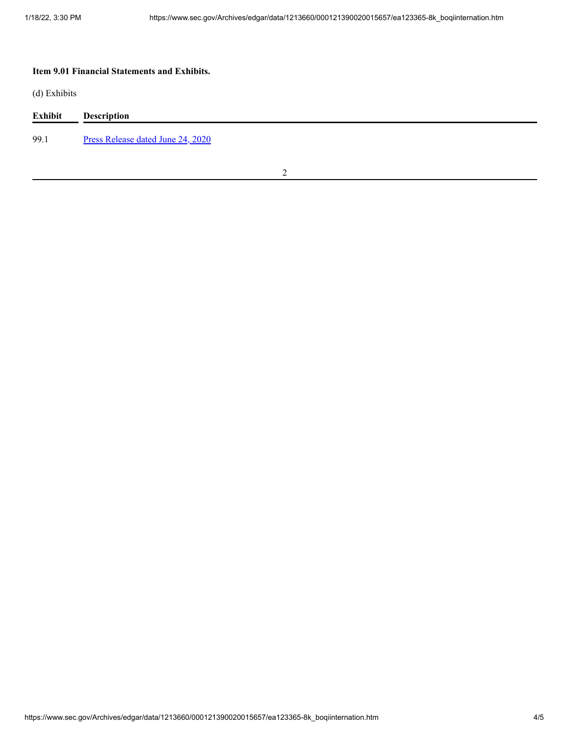**Item 9.01 Financial Statements and Exhibits.**

(d) Exhibits

| Exhibit | Description |
| --- | --- |
| 99.1 | Press Release dated June 24, 2020 |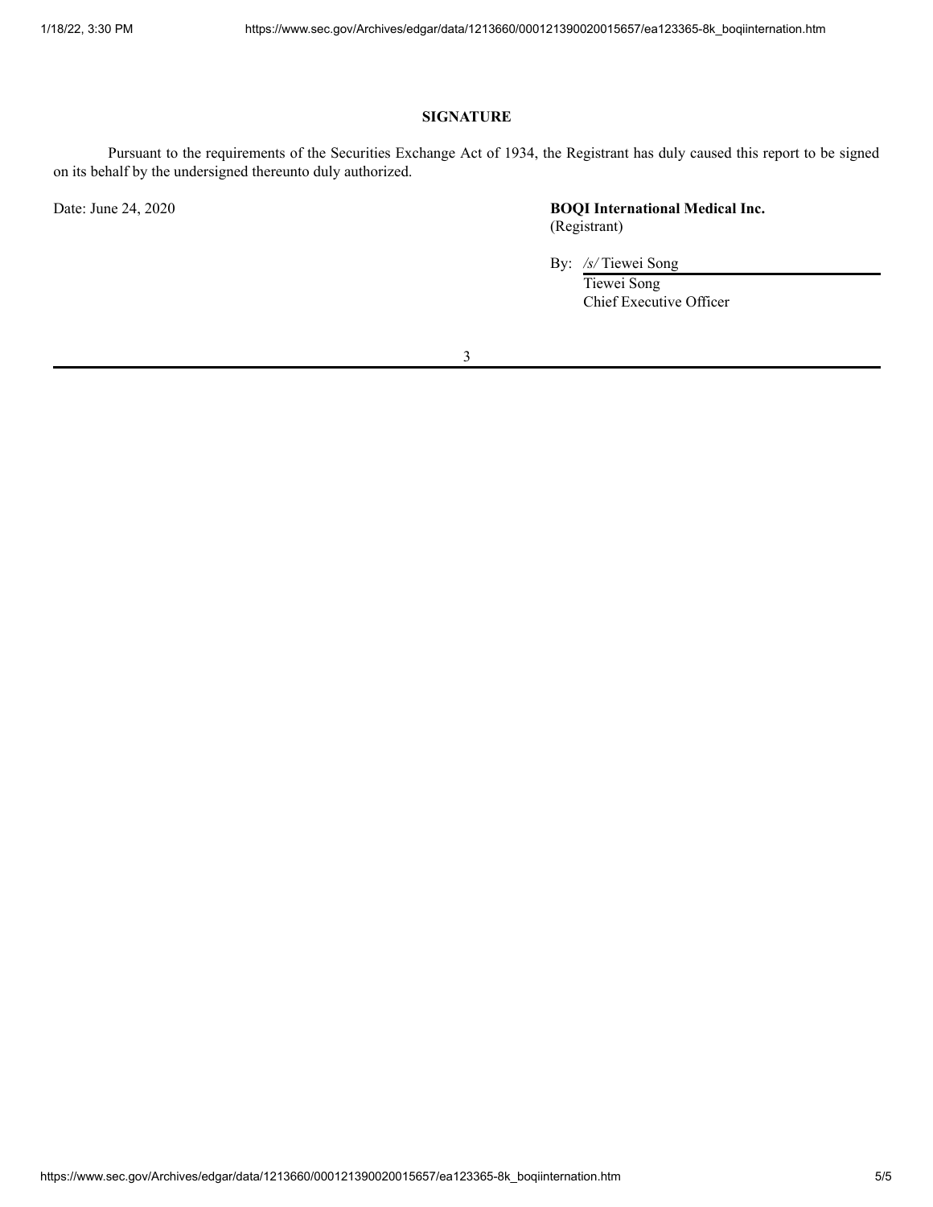**SIGNATURE**

Pursuant to the requirements of the Securities Exchange Act of 1934, the Registrant has duly caused this report to be signed on its behalf by the undersigned thereunto duly authorized.

Date: June 24, 2020

**BOQI International Medical Inc.**
(Registrant)

By: */s/* Tiewei Song
Tiewei Song
Chief Executive Officer